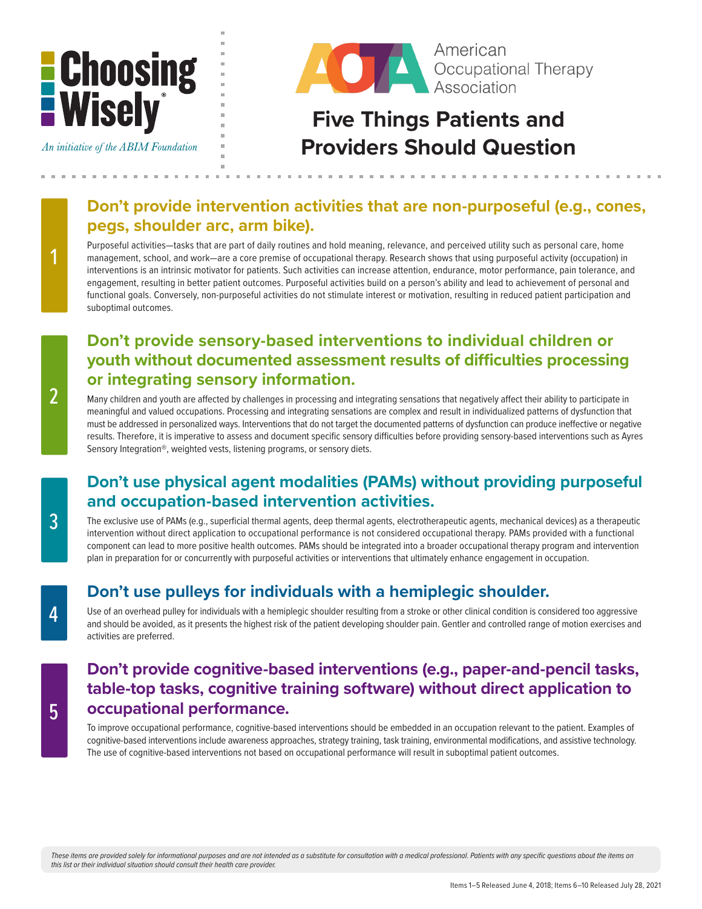Choosing Wisely®

*An initiative of the ABIM Foundation*

American Occupational Therapy Association

# Five Things Patients and Providers Should Question

## 1 Don't provide intervention activities that are non-purposeful (e.g., cones, pegs, shoulder arc, arm bike).

Purposeful activities—tasks that are part of daily routines and hold meaning, relevance, and perceived utility such as personal care, home management, school, and work—are a core premise of occupational therapy. Research shows that using purposeful activity (occupation) in interventions is an intrinsic motivator for patients. Such activities can increase attention, endurance, motor performance, pain tolerance, and engagement, resulting in better patient outcomes. Purposeful activities build on a person's ability and lead to achievement of personal and functional goals. Conversely, non-purposeful activities do not stimulate interest or motivation, resulting in reduced patient participation and suboptimal outcomes.

## 2 Don't provide sensory-based interventions to individual children or youth without documented assessment results of difficulties processing or integrating sensory information.

Many children and youth are affected by challenges in processing and integrating sensations that negatively affect their ability to participate in meaningful and valued occupations. Processing and integrating sensations are complex and result in individualized patterns of dysfunction that must be addressed in personalized ways. Interventions that do not target the documented patterns of dysfunction can produce ineffective or negative results. Therefore, it is imperative to assess and document specific sensory difficulties before providing sensory-based interventions such as Ayres Sensory Integration®, weighted vests, listening programs, or sensory diets.

## 3 Don't use physical agent modalities (PAMs) without providing purposeful and occupation-based intervention activities.

The exclusive use of PAMs (e.g., superficial thermal agents, deep thermal agents, electrotherapeutic agents, mechanical devices) as a therapeutic intervention without direct application to occupational performance is not considered occupational therapy. PAMs provided with a functional component can lead to more positive health outcomes. PAMs should be integrated into a broader occupational therapy program and intervention plan in preparation for or concurrently with purposeful activities or interventions that ultimately enhance engagement in occupation.

## 4 Don't use pulleys for individuals with a hemiplegic shoulder.

Use of an overhead pulley for individuals with a hemiplegic shoulder resulting from a stroke or other clinical condition is considered too aggressive and should be avoided, as it presents the highest risk of the patient developing shoulder pain. Gentler and controlled range of motion exercises and activities are preferred.

## 5 Don't provide cognitive-based interventions (e.g., paper-and-pencil tasks, table-top tasks, cognitive training software) without direct application to occupational performance.

To improve occupational performance, cognitive-based interventions should be embedded in an occupation relevant to the patient. Examples of cognitive-based interventions include awareness approaches, strategy training, task training, environmental modifications, and assistive technology. The use of cognitive-based interventions not based on occupational performance will result in suboptimal patient outcomes.

*These items are provided solely for informational purposes and are not intended as a substitute for consultation with a medical professional. Patients with any specific questions about the items on this list or their individual situation should consult their health care provider.*

Items 1–5 Released June 4, 2018; Items 6–10 Released July 28, 2021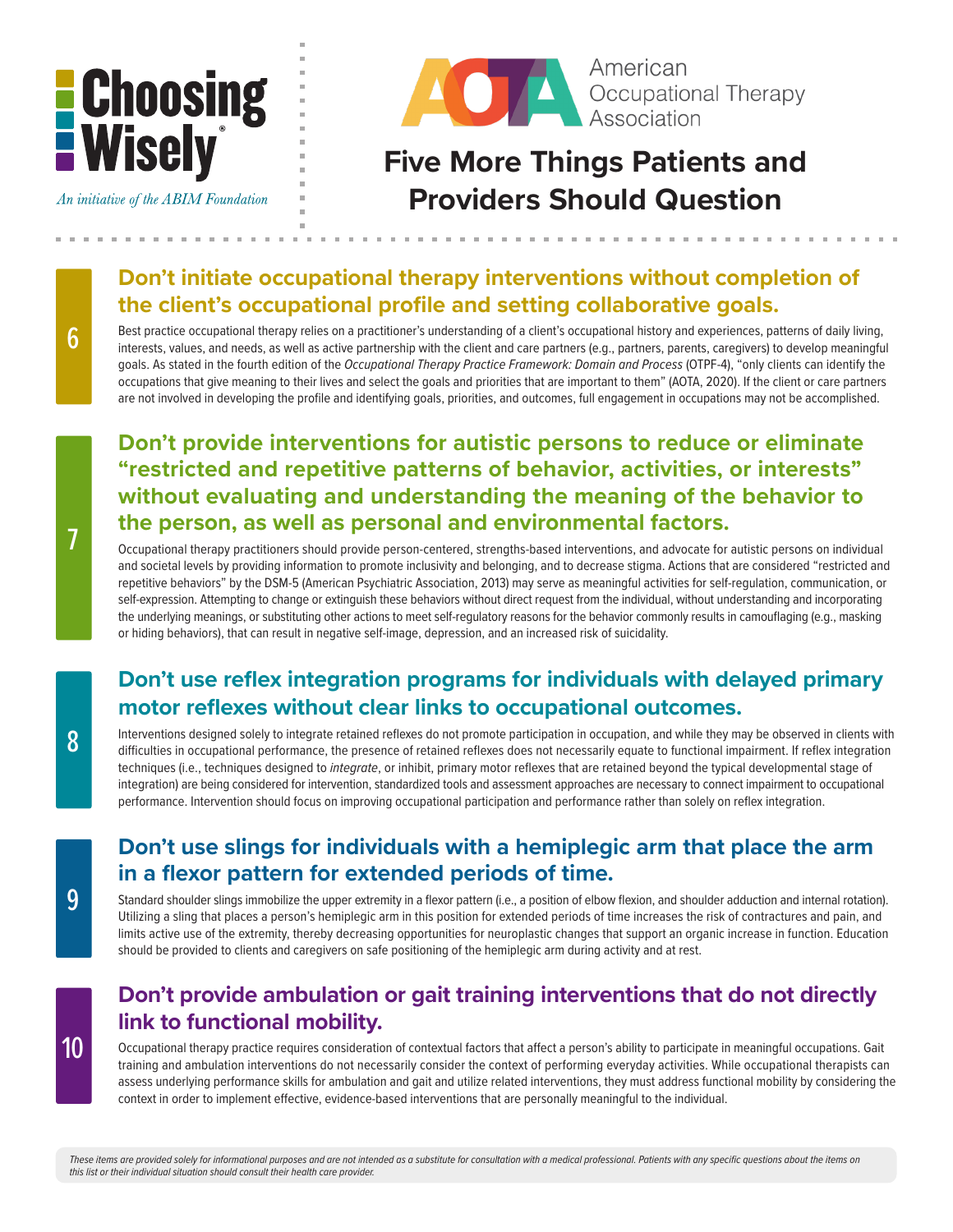Choosing Wisely

*An initiative of the ABIM Foundation*

American Occupational Therapy Association

# Five More Things Patients and Providers Should Question

## 6 Don't initiate occupational therapy interventions without completion of the client's occupational profile and setting collaborative goals.

Best practice occupational therapy relies on a practitioner's understanding of a client's occupational history and experiences, patterns of daily living, interests, values, and needs, as well as active partnership with the client and care partners (e.g., partners, parents, caregivers) to develop meaningful goals. As stated in the fourth edition of the *Occupational Therapy Practice Framework: Domain and Process* (OTPF-4), "only clients can identify the occupations that give meaning to their lives and select the goals and priorities that are important to them" (AOTA, 2020). If the client or care partners are not involved in developing the profile and identifying goals, priorities, and outcomes, full engagement in occupations may not be accomplished.

## 7 Don't provide interventions for autistic persons to reduce or eliminate "restricted and repetitive patterns of behavior, activities, or interests" without evaluating and understanding the meaning of the behavior to the person, as well as personal and environmental factors.

Occupational therapy practitioners should provide person-centered, strengths-based interventions, and advocate for autistic persons on individual and societal levels by providing information to promote inclusivity and belonging, and to decrease stigma. Actions that are considered "restricted and repetitive behaviors" by the DSM-5 (American Psychiatric Association, 2013) may serve as meaningful activities for self-regulation, communication, or self-expression. Attempting to change or extinguish these behaviors without direct request from the individual, without understanding and incorporating the underlying meanings, or substituting other actions to meet self-regulatory reasons for the behavior commonly results in camouflaging (e.g., masking or hiding behaviors), that can result in negative self-image, depression, and an increased risk of suicidality.

## 8 Don't use reflex integration programs for individuals with delayed primary motor reflexes without clear links to occupational outcomes.

Interventions designed solely to integrate retained reflexes do not promote participation in occupation, and while they may be observed in clients with difficulties in occupational performance, the presence of retained reflexes does not necessarily equate to functional impairment. If reflex integration techniques (i.e., techniques designed to *integrate*, or inhibit, primary motor reflexes that are retained beyond the typical developmental stage of integration) are being considered for intervention, standardized tools and assessment approaches are necessary to connect impairment to occupational performance. Intervention should focus on improving occupational participation and performance rather than solely on reflex integration.

## 9 Don't use slings for individuals with a hemiplegic arm that place the arm in a flexor pattern for extended periods of time.

Standard shoulder slings immobilize the upper extremity in a flexor pattern (i.e., a position of elbow flexion, and shoulder adduction and internal rotation). Utilizing a sling that places a person's hemiplegic arm in this position for extended periods of time increases the risk of contractures and pain, and limits active use of the extremity, thereby decreasing opportunities for neuroplastic changes that support an organic increase in function. Education should be provided to clients and caregivers on safe positioning of the hemiplegic arm during activity and at rest.

## 10 Don't provide ambulation or gait training interventions that do not directly link to functional mobility.

Occupational therapy practice requires consideration of contextual factors that affect a person's ability to participate in meaningful occupations. Gait training and ambulation interventions do not necessarily consider the context of performing everyday activities. While occupational therapists can assess underlying performance skills for ambulation and gait and utilize related interventions, they must address functional mobility by considering the context in order to implement effective, evidence-based interventions that are personally meaningful to the individual.

*These items are provided solely for informational purposes and are not intended as a substitute for consultation with a medical professional. Patients with any specific questions about the items on this list or their individual situation should consult their health care provider.*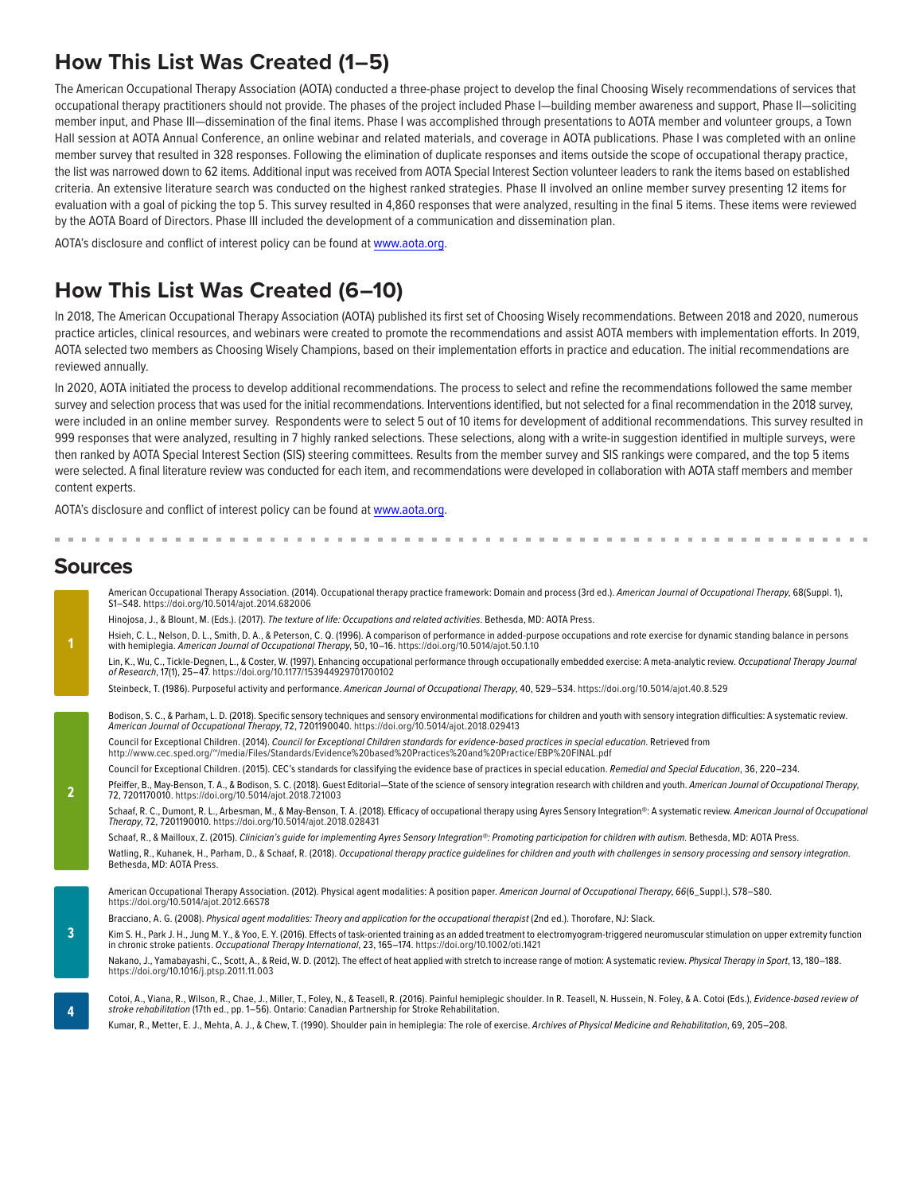## How This List Was Created (1–5)

The American Occupational Therapy Association (AOTA) conducted a three-phase project to develop the final Choosing Wisely recommendations of services that occupational therapy practitioners should not provide. The phases of the project included Phase I—building member awareness and support, Phase II—soliciting member input, and Phase III—dissemination of the final items. Phase I was accomplished through presentations to AOTA member and volunteer groups, a Town Hall session at AOTA Annual Conference, an online webinar and related materials, and coverage in AOTA publications. Phase I was completed with an online member survey that resulted in 328 responses. Following the elimination of duplicate responses and items outside the scope of occupational therapy practice, the list was narrowed down to 62 items. Additional input was received from AOTA Special Interest Section volunteer leaders to rank the items based on established criteria. An extensive literature search was conducted on the highest ranked strategies. Phase II involved an online member survey presenting 12 items for evaluation with a goal of picking the top 5. This survey resulted in 4,860 responses that were analyzed, resulting in the final 5 items. These items were reviewed by the AOTA Board of Directors. Phase III included the development of a communication and dissemination plan.

AOTA's disclosure and conflict of interest policy can be found at www.aota.org.

## How This List Was Created (6–10)

In 2018, The American Occupational Therapy Association (AOTA) published its first set of Choosing Wisely recommendations. Between 2018 and 2020, numerous practice articles, clinical resources, and webinars were created to promote the recommendations and assist AOTA members with implementation efforts. In 2019, AOTA selected two members as Choosing Wisely Champions, based on their implementation efforts in practice and education. The initial recommendations are reviewed annually.

In 2020, AOTA initiated the process to develop additional recommendations. The process to select and refine the recommendations followed the same member survey and selection process that was used for the initial recommendations. Interventions identified, but not selected for a final recommendation in the 2018 survey, were included in an online member survey. Respondents were to select 5 out of 10 items for development of additional recommendations. This survey resulted in 999 responses that were analyzed, resulting in 7 highly ranked selections. These selections, along with a write-in suggestion identified in multiple surveys, were then ranked by AOTA Special Interest Section (SIS) steering committees. Results from the member survey and SIS rankings were compared, and the top 5 items were selected. A final literature review was conducted for each item, and recommendations were developed in collaboration with AOTA staff members and member content experts.

AOTA's disclosure and conflict of interest policy can be found at www.aota.org.

## Sources

**1**

American Occupational Therapy Association. (2014). Occupational therapy practice framework: Domain and process (3rd ed.). *American Journal of Occupational Therapy*, 68(Suppl. 1), S1–S48. https://doi.org/10.5014/ajot.2014.682006

Hinojosa, J., & Blount, M. (Eds.). (2017). *The texture of life: Occupations and related activities*. Bethesda, MD: AOTA Press.

Hsieh, C. L., Nelson, D. L., Smith, D. A., & Peterson, C. Q. (1996). A comparison of performance in added-purpose occupations and rote exercise for dynamic standing balance in persons with hemiplegia. *American Journal of Occupational Therapy*, 50, 10–16. https://doi.org/10.5014/ajot.50.1.10

Lin, K., Wu, C., Tickle-Degnen, L., & Coster, W. (1997). Enhancing occupational performance through occupationally embedded exercise: A meta-analytic review. *Occupational Therapy Journal of Research*, 17(1), 25–47. https://doi.org/10.1177/153944929701700102

Steinbeck, T. (1986). Purposeful activity and performance. *American Journal of Occupational Therapy*, 40, 529–534. https://doi.org/10.5014/ajot.40.8.529

**2**

Bodison, S. C., & Parham, L. D. (2018). Specific sensory techniques and sensory environmental modifications for children and youth with sensory integration difficulties: A systematic review. *American Journal of Occupational Therapy*, 72, 7201190040. https://doi.org/10.5014/ajot.2018.029413

Council for Exceptional Children. (2014). *Council for Exceptional Children standards for evidence-based practices in special education*. Retrieved from http://www.cec.sped.org/~/media/Files/Standards/Evidence%20based%20Practices%20and%20Practice/EBP%20FINAL.pdf

Council for Exceptional Children. (2015). CEC's standards for classifying the evidence base of practices in special education. *Remedial and Special Education*, 36, 220–234.

Pfeiffer, B., May-Benson, T. A., & Bodison, S. C. (2018). Guest Editorial—State of the science of sensory integration research with children and youth. *American Journal of Occupational Therapy*, 72, 7201170010. https://doi.org/10.5014/ajot.2018.721003

Schaaf, R. C., Dumont, R. L., Arbesman, M., & May-Benson, T. A. (2018). Efficacy of occupational therapy using Ayres Sensory Integration®: A systematic review. *American Journal of Occupational Therapy*, 72, 7201190010. https://doi.org/10.5014/ajot.2018.028431

Schaaf, R., & Mailloux, Z. (2015). *Clinician's guide for implementing Ayres Sensory Integration®: Promoting participation for children with autism*. Bethesda, MD: AOTA Press.

Watling, R., Kuhanek, H., Parham, D., & Schaaf, R. (2018). *Occupational therapy practice guidelines for children and youth with challenges in sensory processing and sensory integration*. Bethesda, MD: AOTA Press.

**3**

American Occupational Therapy Association. (2012). Physical agent modalities: A position paper. *American Journal of Occupational Therapy*, *66*(6_Suppl.), S78–S80. https://doi.org/10.5014/ajot.2012.66S78

Bracciano, A. G. (2008). *Physical agent modalities: Theory and application for the occupational therapist* (2nd ed.). Thorofare, NJ: Slack.

Kim S. H., Park J. H., Jung M. Y., & Yoo, E. Y. (2016). Effects of task-oriented training as an added treatment to electromyogram-triggered neuromuscular stimulation on upper extremity function in chronic stroke patients. *Occupational Therapy International*, 23, 165–174. https://doi.org/10.1002/oti.1421

Nakano, J., Yamabayashi, C., Scott, A., & Reid, W. D. (2012). The effect of heat applied with stretch to increase range of motion: A systematic review. *Physical Therapy in Sport*, 13, 180–188. https://doi.org/10.1016/j.ptsp.2011.11.003

**4**

Cotoi, A., Viana, R., Wilson, R., Chae, J., Miller, T., Foley, N., & Teasell, R. (2016). Painful hemiplegic shoulder. In R. Teasell, N. Hussein, N. Foley, & A. Cotoi (Eds.), *Evidence-based review of stroke rehabilitation* (17th ed., pp. 1–56). Ontario: Canadian Partnership for Stroke Rehabilitation.

Kumar, R., Metter, E. J., Mehta, A. J., & Chew, T. (1990). Shoulder pain in hemiplegia: The role of exercise. *Archives of Physical Medicine and Rehabilitation*, 69, 205–208.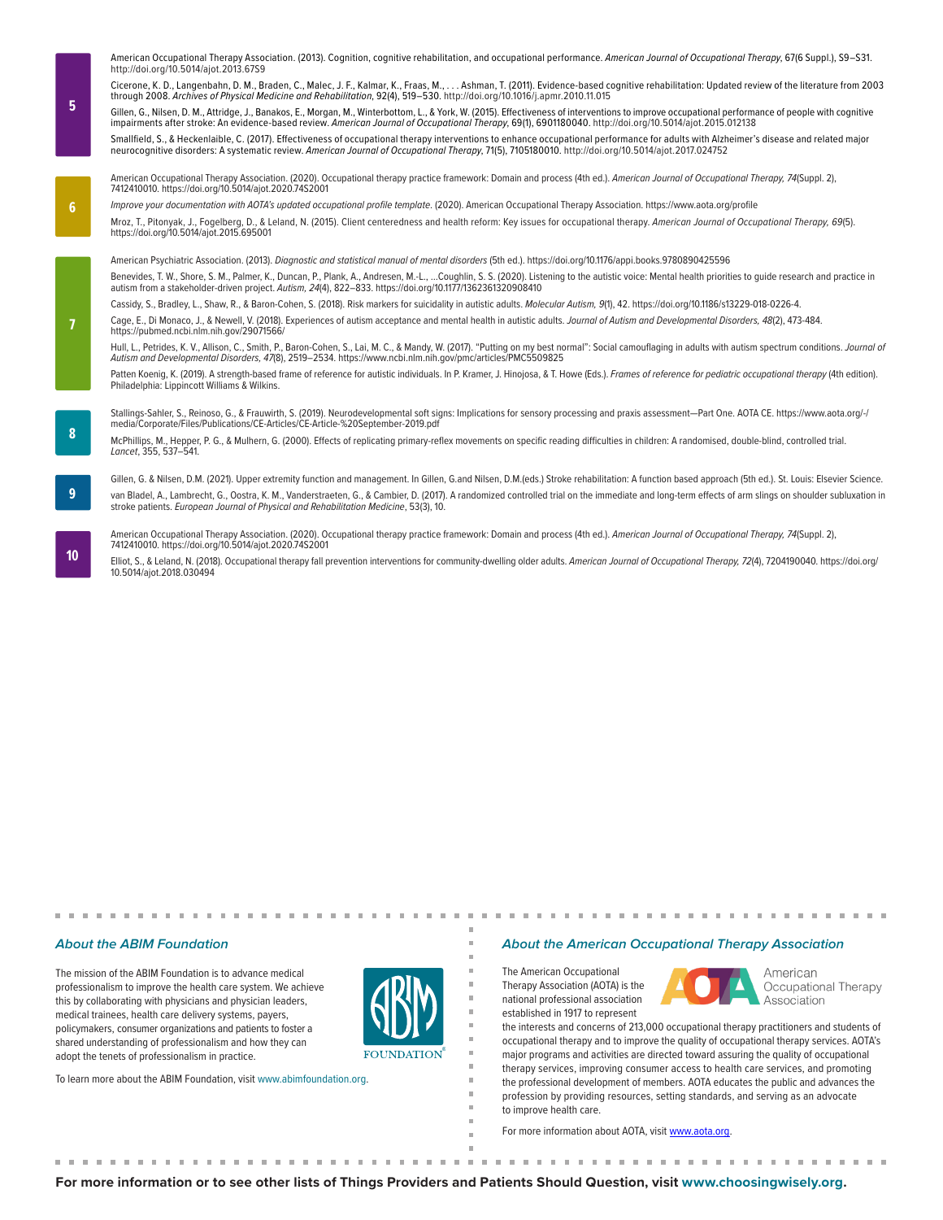**5**

American Occupational Therapy Association. (2013). Cognition, cognitive rehabilitation, and occupational performance. *American Journal of Occupational Therapy*, 67(6 Suppl.), S9–S31. http://doi.org/10.5014/ajot.2013.67S9

Cicerone, K. D., Langenbahn, D. M., Braden, C., Malec, J. F., Kalmar, K., Fraas, M., . . . Ashman, T. (2011). Evidence-based cognitive rehabilitation: Updated review of the literature from 2003 through 2008. *Archives of Physical Medicine and Rehabilitation*, 92(4), 519–530. http://doi.org/10.1016/j.apmr.2010.11.015

Gillen, G., Nilsen, D. M., Attridge, J., Banakos, E., Morgan, M., Winterbottom, L., & York, W. (2015). Effectiveness of interventions to improve occupational performance of people with cognitive impairments after stroke: An evidence-based review. *American Journal of Occupational Therapy*, 69(1), 6901180040. http://doi.org/10.5014/ajot.2015.012138

Smallfield, S., & Heckenlaible, C. (2017). Effectiveness of occupational therapy interventions to enhance occupational performance for adults with Alzheimer's disease and related major neurocognitive disorders: A systematic review. *American Journal of Occupational Therapy*, 71(5), 7105180010. http://doi.org/10.5014/ajot.2017.024752

**6**

American Occupational Therapy Association. (2020). Occupational therapy practice framework: Domain and process (4th ed.). *American Journal of Occupational Therapy, 74*(Suppl. 2), 7412410010. https://doi.org/10.5014/ajot.2020.74S2001

*Improve your documentation with AOTA's updated occupational profile template*. (2020). American Occupational Therapy Association. https://www.aota.org/profile

Mroz, T., Pitonyak, J., Fogelberg, D., & Leland, N. (2015). Client centeredness and health reform: Key issues for occupational therapy. *American Journal of Occupational Therapy, 69*(5). https://doi.org/10.5014/ajot.2015.695001

**7**

American Psychiatric Association. (2013). *Diagnostic and statistical manual of mental disorders* (5th ed.). https://doi.org/10.1176/appi.books.9780890425596

Benevides, T. W., Shore, S. M., Palmer, K., Duncan, P., Plank, A., Andresen, M.-L., ...Coughlin, S. S. (2020). Listening to the autistic voice: Mental health priorities to guide research and practice in autism from a stakeholder-driven project. *Autism, 24*(4), 822–833. https://doi.org/10.1177/1362361320908410

Cassidy, S., Bradley, L., Shaw, R., & Baron-Cohen, S. (2018). Risk markers for suicidality in autistic adults. *Molecular Autism, 9*(1), 42. https://doi.org/10.1186/s13229-018-0226-4.

Cage, E., Di Monaco, J., & Newell, V. (2018). Experiences of autism acceptance and mental health in autistic adults. *Journal of Autism and Developmental Disorders, 48*(2), 473-484. https://pubmed.ncbi.nlm.nih.gov/29071566/

Hull, L., Petrides, K. V., Allison, C., Smith, P., Baron-Cohen, S., Lai, M. C., & Mandy, W. (2017). "Putting on my best normal": Social camouflaging in adults with autism spectrum conditions. *Journal of Autism and Developmental Disorders, 47*(8), 2519–2534. https://www.ncbi.nlm.nih.gov/pmc/articles/PMC5509825

Patten Koenig, K. (2019). A strength-based frame of reference for autistic individuals. In P. Kramer, J. Hinojosa, & T. Howe (Eds.). *Frames of reference for pediatric occupational therapy* (4th edition). Philadelphia: Lippincott Williams & Wilkins.

**8**

Stallings-Sahler, S., Reinoso, G., & Frauwirth, S. (2019). Neurodevelopmental soft signs: Implications for sensory processing and praxis assessment—Part One. AOTA CE. https://www.aota.org/-/media/Corporate/Files/Publications/CE-Articles/CE-Article-%20September-2019.pdf

McPhillips, M., Hepper, P. G., & Mulhern, G. (2000). Effects of replicating primary-reflex movements on specific reading difficulties in children: A randomised, double-blind, controlled trial. *Lancet*, 355, 537–541.

**9**

Gillen, G. & Nilsen, D.M. (2021). Upper extremity function and management. In Gillen, G.and Nilsen, D.M.(eds.) Stroke rehabilitation: A function based approach (5th ed.). St. Louis: Elsevier Science.

van Bladel, A., Lambrecht, G., Oostra, K. M., Vanderstraeten, G., & Cambier, D. (2017). A randomized controlled trial on the immediate and long-term effects of arm slings on shoulder subluxation in stroke patients. *European Journal of Physical and Rehabilitation Medicine*, 53(3), 10.

**10**

American Occupational Therapy Association. (2020). Occupational therapy practice framework: Domain and process (4th ed.). *American Journal of Occupational Therapy, 74*(Suppl. 2), 7412410010. https://doi.org/10.5014/ajot.2020.74S2001

Elliot, S., & Leland, N. (2018). Occupational therapy fall prevention interventions for community-dwelling older adults. *American Journal of Occupational Therapy, 72*(4), 7204190040. https://doi.org/10.5014/ajot.2018.030494

### *About the ABIM Foundation*

The mission of the ABIM Foundation is to advance medical professionalism to improve the health care system. We achieve this by collaborating with physicians and physician leaders, medical trainees, health care delivery systems, payers, policymakers, consumer organizations and patients to foster a shared understanding of professionalism and how they can adopt the tenets of professionalism in practice.

To learn more about the ABIM Foundation, visit www.abimfoundation.org.

### *About the American Occupational Therapy Association*

The American Occupational Therapy Association (AOTA) is the national professional association established in 1917 to represent the interests and concerns of 213,000 occupational therapy practitioners and students of occupational therapy and to improve the quality of occupational therapy services. AOTA's major programs and activities are directed toward assuring the quality of occupational therapy services, improving consumer access to health care services, and promoting the professional development of members. AOTA educates the public and advances the profession by providing resources, setting standards, and serving as an advocate to improve health care.

For more information about AOTA, visit www.aota.org.

**For more information or to see other lists of Things Providers and Patients Should Question, visit www.choosingwisely.org.**